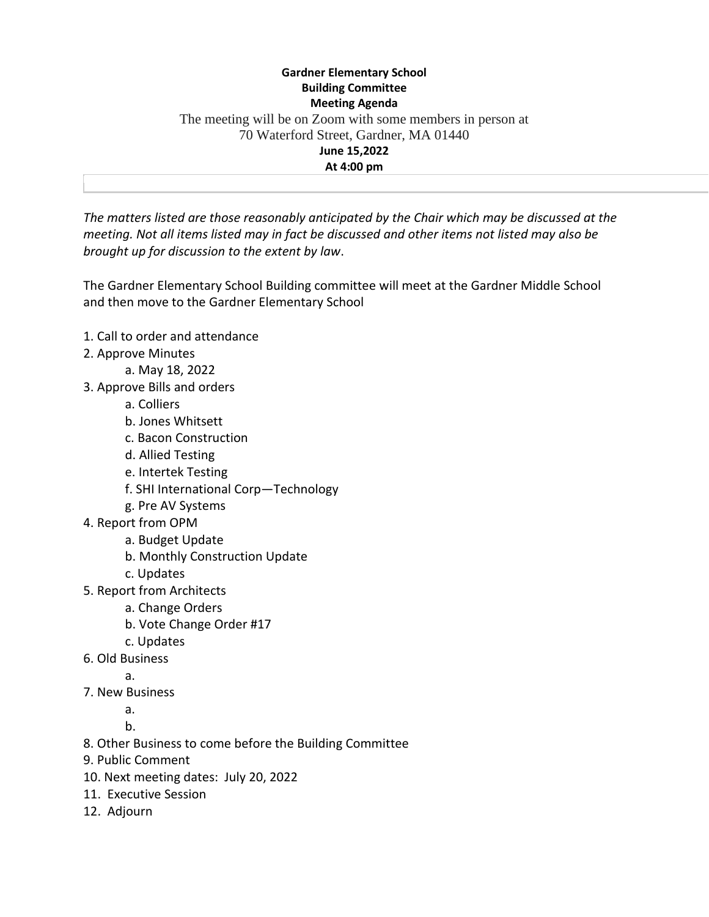**Gardner Elementary School**
**Building Committee**
**Meeting Agenda**

The meeting will be on Zoom with some members in person at
70 Waterford Street, Gardner, MA 01440

**June 15,2022**
**At 4:00 pm**

*The matters listed are those reasonably anticipated by the Chair which may be discussed at the meeting. Not all items listed may in fact be discussed and other items not listed may also be brought up for discussion to the extent by law*.

The Gardner Elementary School Building committee will meet at the Gardner Middle School and then move to the Gardner Elementary School

1. Call to order and attendance
2. Approve Minutes
   a. May 18, 2022
3. Approve Bills and orders
   a. Colliers
   b. Jones Whitsett
   c. Bacon Construction
   d. Allied Testing
   e. Intertek Testing
   f. SHI International Corp—Technology
   g. Pre AV Systems
4. Report from OPM
   a. Budget Update
   b. Monthly Construction Update
   c. Updates
5. Report from Architects
   a. Change Orders
   b. Vote Change Order #17
   c. Updates
6. Old Business
   a.
7. New Business
   a.
   b.
8. Other Business to come before the Building Committee
9. Public Comment
10. Next meeting dates: July 20, 2022
11. Executive Session
12. Adjourn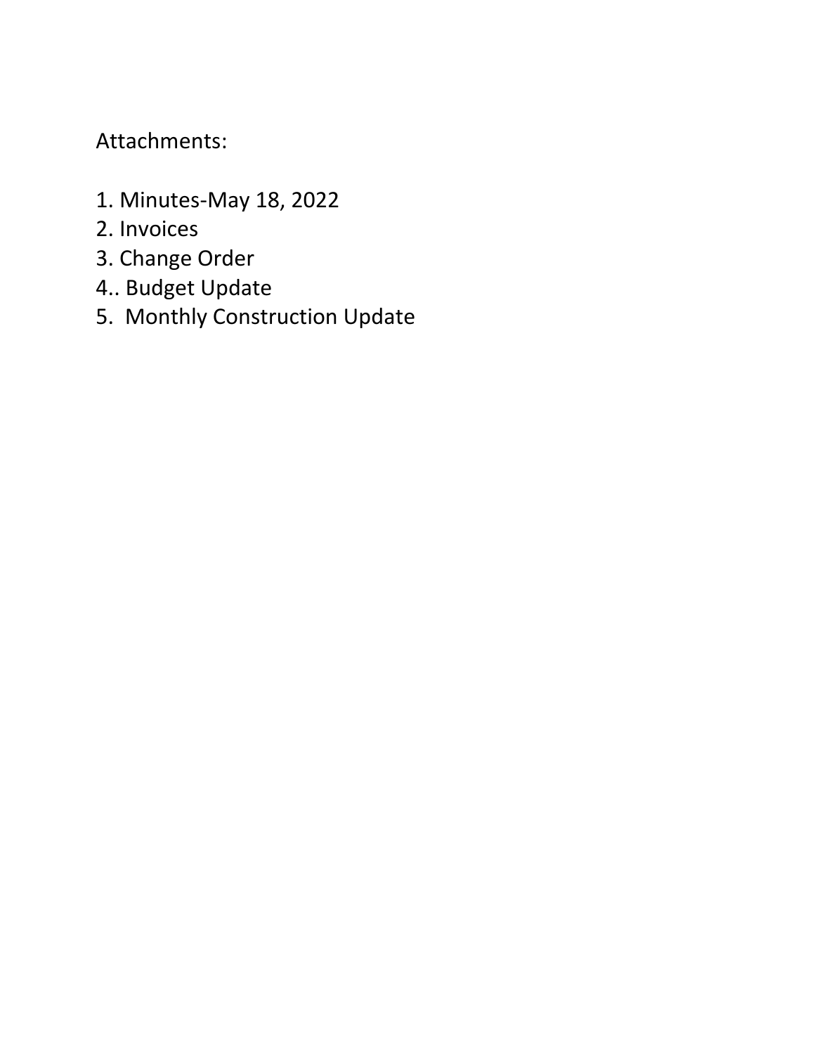Attachments:

1. Minutes-May 18, 2022
2. Invoices
3. Change Order
4.. Budget Update
5. Monthly Construction Update